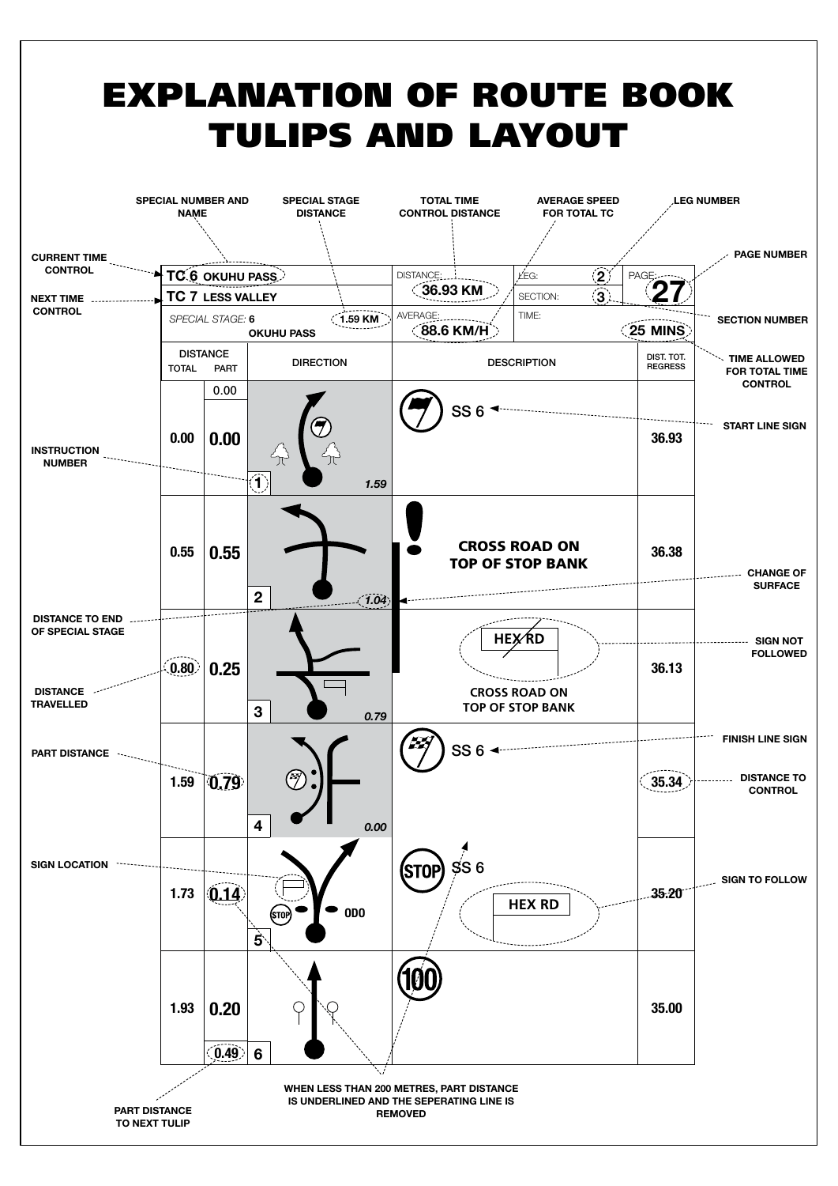# EXPLANATION OF ROUTE BOOK TULIPS AND LAYOUT

| TC 6 OKUHU PASS | | | DISTANCE: 36.93 KM | LEG: 2 | PAGE: 27 |
|---|---|---|---|---|---|
| TC 7 LESS VALLEY | | | | SECTION: 3 | |
| SPECIAL STAGE: 6 OKUHU PASS | | 1.59 KM | AVERAGE: 88.6 KM/H | TIME: 25 MINS | |
| DISTANCE TOTAL | DISTANCE PART | DIRECTION | DESCRIPTION | | DIST. TOT. REGRESS |
| 0.00 | 0.00 (0.00) | 1 — 1.59 | SS 6 | | 36.93 |
| 0.55 | 0.55 | 2 — 1.04 | CROSS ROAD ON TOP OF STOP BANK | | 36.38 |
| 0.80 | 0.25 | 3 — 0.79 | HEX RD; CROSS ROAD ON TOP OF STOP BANK | | 36.13 |
| 1.59 | 0.79 | 4 — 0.00 | SS 6 | | 35.34 |
| 1.73 | 0.14 | 5 — STOP, ODO | STOP SS 6; HEX RD | | 35.20 |
| 1.93 | 0.20 (0.49) | 6 | 100 | | 35.00 |

Annotations:

- SPECIAL NUMBER AND NAME
- SPECIAL STAGE DISTANCE
- TOTAL TIME CONTROL DISTANCE
- AVERAGE SPEED FOR TOTAL TC
- LEG NUMBER
- PAGE NUMBER
- CURRENT TIME CONTROL
- NEXT TIME CONTROL
- SECTION NUMBER
- TIME ALLOWED FOR TOTAL TIME CONTROL
- START LINE SIGN
- INSTRUCTION NUMBER
- CHANGE OF SURFACE
- DISTANCE TO END OF SPECIAL STAGE
- SIGN NOT FOLLOWED
- DISTANCE TRAVELLED
- FINISH LINE SIGN
- PART DISTANCE
- DISTANCE TO CONTROL
- SIGN LOCATION
- SIGN TO FOLLOW
- PART DISTANCE TO NEXT TULIP
- WHEN LESS THAN 200 METRES, PART DISTANCE IS UNDERLINED AND THE SEPERATING LINE IS REMOVED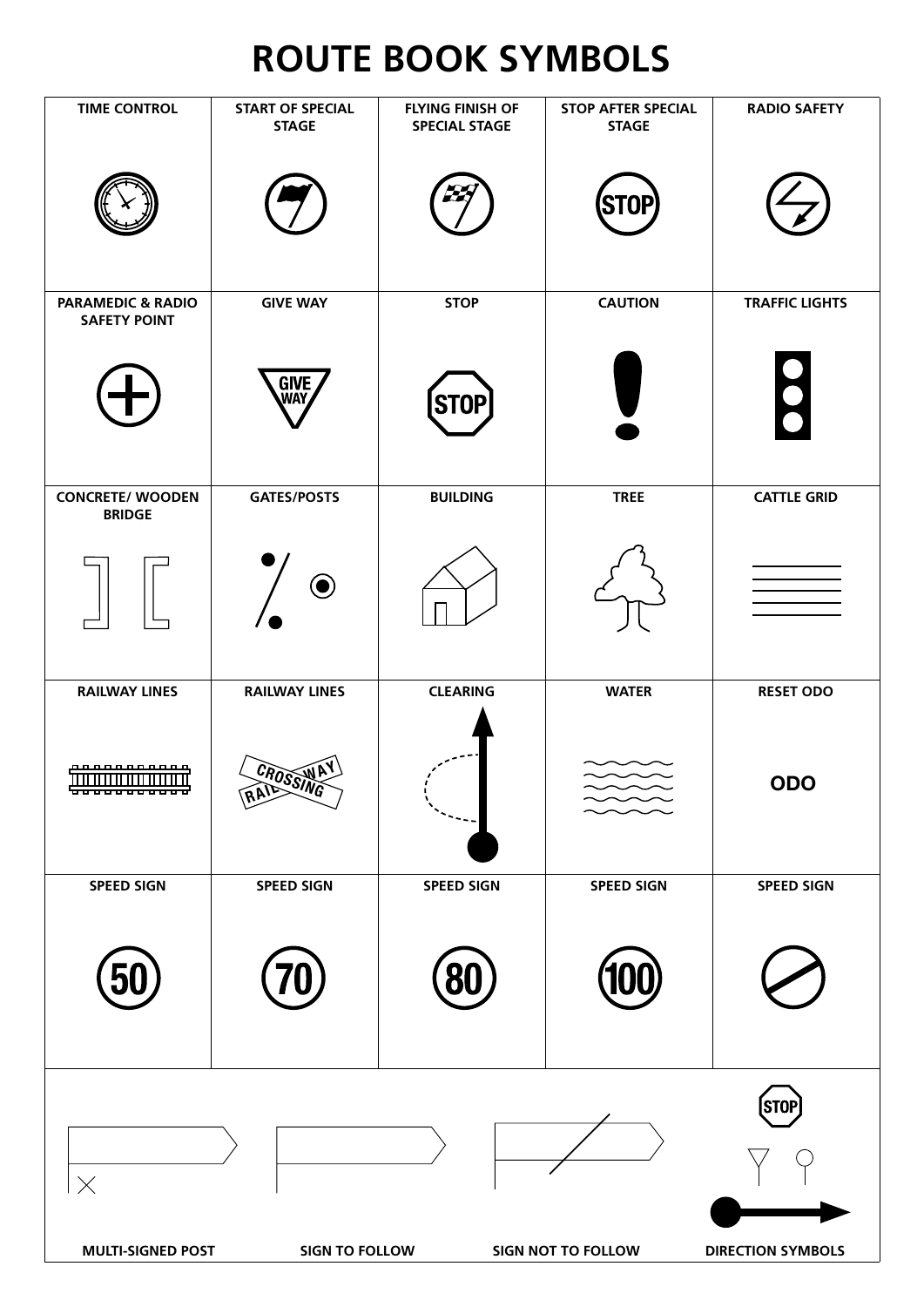# ROUTE BOOK SYMBOLS

| TIME CONTROL | START OF SPECIAL STAGE | FLYING FINISH OF SPECIAL STAGE | STOP AFTER SPECIAL STAGE | RADIO SAFETY |
|---|---|---|---|---|
| | | | STOP | |
| **PARAMEDIC & RADIO SAFETY POINT** | **GIVE WAY** | **STOP** | **CAUTION** | **TRAFFIC LIGHTS** |
| | GIVE WAY | STOP | | |
| **CONCRETE/ WOODEN BRIDGE** | **GATES/POSTS** | **BUILDING** | **TREE** | **CATTLE GRID** |
| **RAILWAY LINES** | **RAILWAY LINES** | **CLEARING** | **WATER** | **RESET ODO** |
| | RAILWAY CROSSING | | | ODO |
| **SPEED SIGN** | **SPEED SIGN** | **SPEED SIGN** | **SPEED SIGN** | **SPEED SIGN** |
| 50 | 70 | 80 | 100 | |

| MULTI-SIGNED POST | SIGN TO FOLLOW | SIGN NOT TO FOLLOW | DIRECTION SYMBOLS |
|---|---|---|---|
| | | | STOP |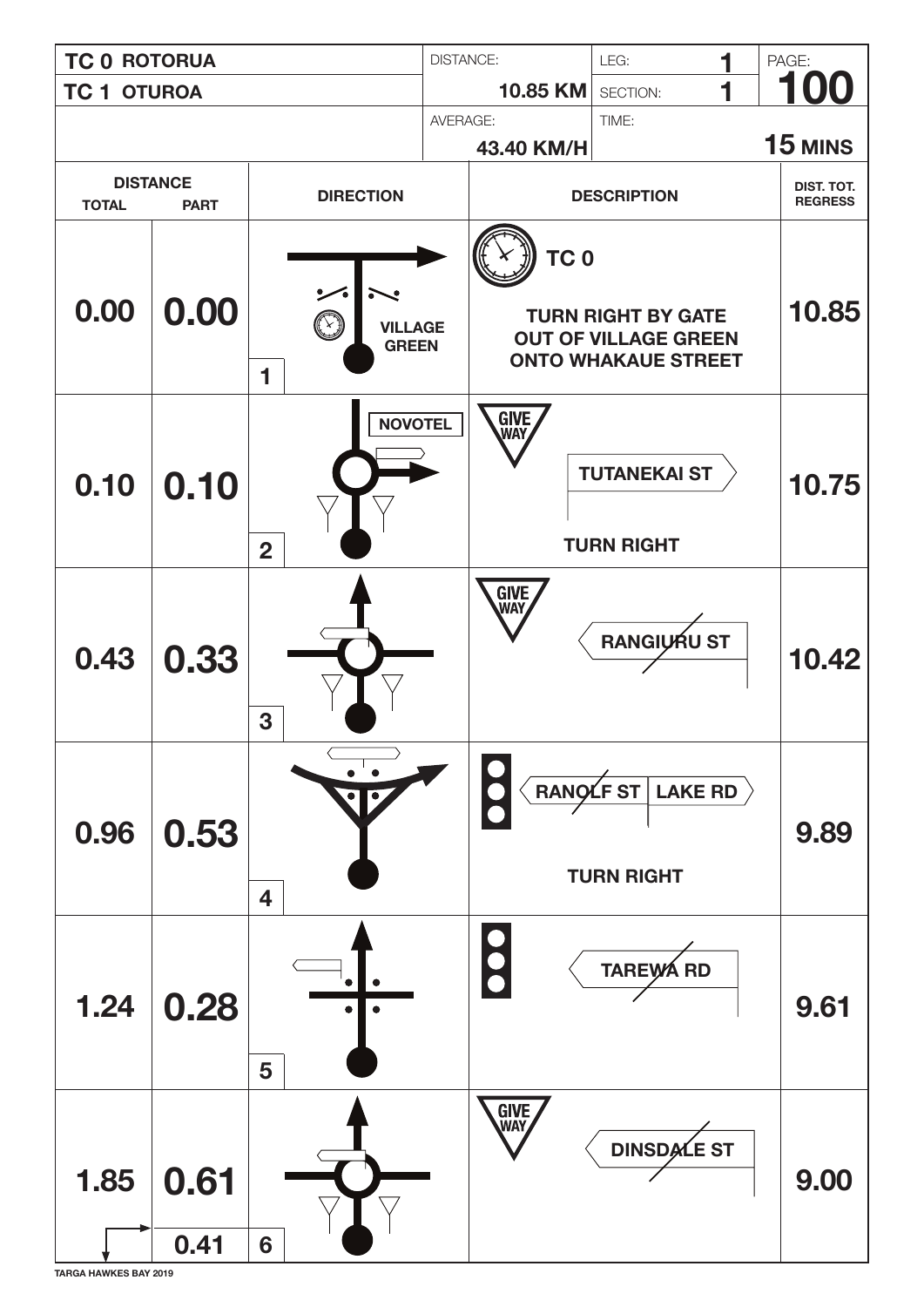| TC 0 ROTORUA | DISTANCE: | LEG: 1 | PAGE: |
|---|---|---|---|
| TC 1 OTUROA | 10.85 KM | SECTION: 1 | 100 |
| | AVERAGE: 43.40 KM/H | TIME: | 15 MINS |

| DISTANCE TOTAL | DISTANCE PART | DIRECTION | DESCRIPTION | DIST. TOT. REGRESS |
|---|---|---|---|---|
| 0.00 | 0.00 | 1 VILLAGE GREEN | TC 0 TURN RIGHT BY GATE OUT OF VILLAGE GREEN ONTO WHAKAUE STREET | 10.85 |
| 0.10 | 0.10 | 2 NOVOTEL | GIVE WAY TUTANEKAI ST TURN RIGHT | 10.75 |
| 0.43 | 0.33 | 3 | GIVE WAY RANGIURU ST | 10.42 |
| 0.96 | 0.53 | 4 | RANOLF ST \| LAKE RD TURN RIGHT | 9.89 |
| 1.24 | 0.28 | 5 | TAREWA RD | 9.61 |
| 1.85 | 0.61 | 6 | GIVE WAY DINSDALE ST | 9.00 |
| | 0.41 | | | |

TARGA HAWKES BAY 2019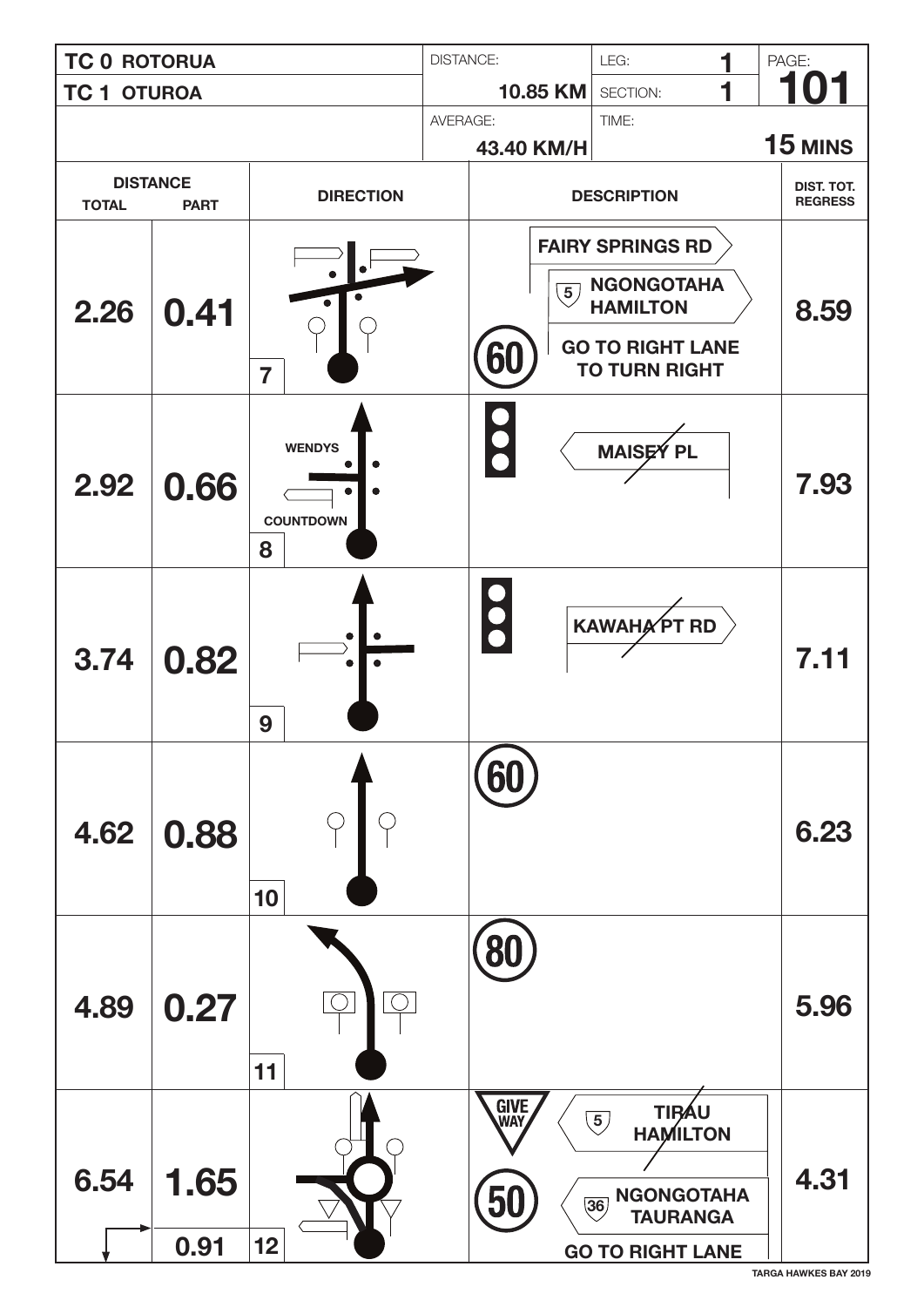| TC 0 ROTORUA | DISTANCE: | LEG: 1 | PAGE: |
|---|---|---|---|
| TC 1 OTUROA | 10.85 KM | SECTION: 1 | 101 |
| | AVERAGE: 43.40 KM/H | TIME: | 15 MINS |

| DISTANCE TOTAL | DISTANCE PART | DIRECTION | DESCRIPTION | DIST. TOT. REGRESS |
|---|---|---|---|---|
| 2.26 | 0.41 | 7 | FAIRY SPRINGS RD; 5 NGONGOTAHA HAMILTON; 60; GO TO RIGHT LANE TO TURN RIGHT | 8.59 |
| 2.92 | 0.66 | 8 WENDYS COUNTDOWN | MAISEY PL | 7.93 |
| 3.74 | 0.82 | 9 | KAWAHA PT RD | 7.11 |
| 4.62 | 0.88 | 10 | 60 | 6.23 |
| 4.89 | 0.27 | 11 | 80 | 5.96 |
| 6.54 | 1.65 / 0.91 | 12 | GIVE WAY; 5 TIRAU HAMILTON; 50; 36 NGONGOTAHA TAURANGA; GO TO RIGHT LANE | 4.31 |

TARGA HAWKES BAY 2019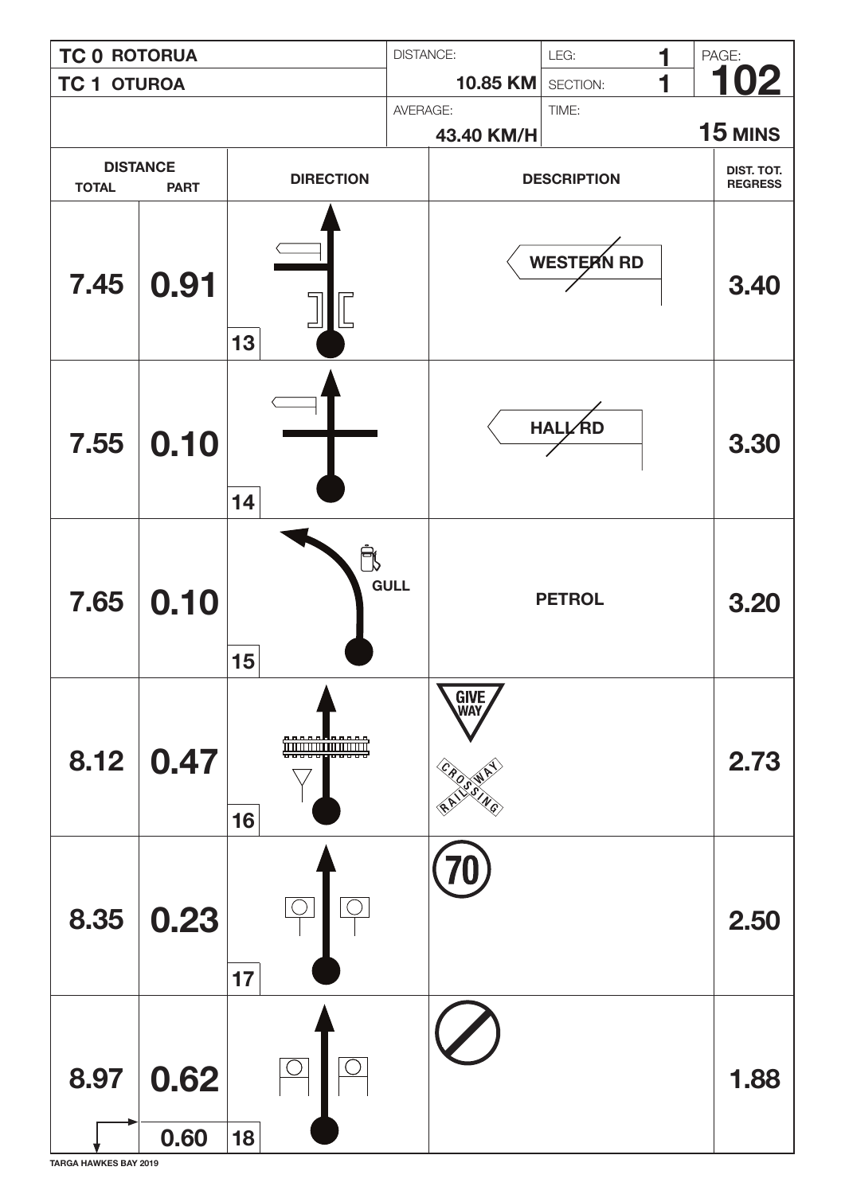| TC 0 ROTORUA | DISTANCE: | LEG: 1 | PAGE: |
|---|---|---|---|
| TC 1 OTUROA | 10.85 KM | SECTION: 1 | 102 |
| | AVERAGE: 43.40 KM/H | TIME: | 15 MINS |

| DISTANCE TOTAL | DISTANCE PART | DIRECTION | DESCRIPTION | DIST. TOT. REGRESS |
|---|---|---|---|---|
| 7.45 | 0.91 | 13 | WESTERN RD | 3.40 |
| 7.55 | 0.10 | 14 | HALL RD | 3.30 |
| 7.65 | 0.10 | 15 GULL | PETROL | 3.20 |
| 8.12 | 0.47 | 16 | GIVE WAY RAILWAY CROSSING | 2.73 |
| 8.35 | 0.23 | 17 | 70 | 2.50 |
| 8.97 | 0.62 / 0.60 | 18 | | 1.88 |

TARGA HAWKES BAY 2019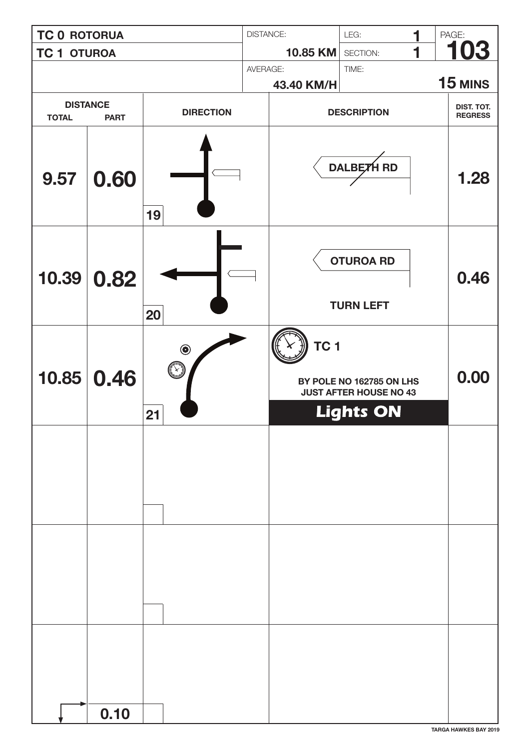| TC 0 ROTORUA | DISTANCE: | LEG: 1 | PAGE: |
|---|---|---|---|
| TC 1 OTUROA | 10.85 KM | SECTION: 1 | 103 |
| | AVERAGE: 43.40 KM/H | TIME: | 15 MINS |

| DISTANCE TOTAL | DISTANCE PART | DIRECTION | DESCRIPTION | DIST. TOT. REGRESS |
|---|---|---|---|---|
| 9.57 | 0.60 | 19 | DALBETH RD | 1.28 |
| 10.39 | 0.82 | 20 | OTUROA RD<br>TURN LEFT | 0.46 |
| 10.85 | 0.46 | 21 | TC 1<br>BY POLE NO 162785 ON LHS<br>JUST AFTER HOUSE NO 43<br>**Lights ON** | 0.00 |
| | | | | |
| | | | | |
| | 0.10 | | | |

TARGA HAWKES BAY 2019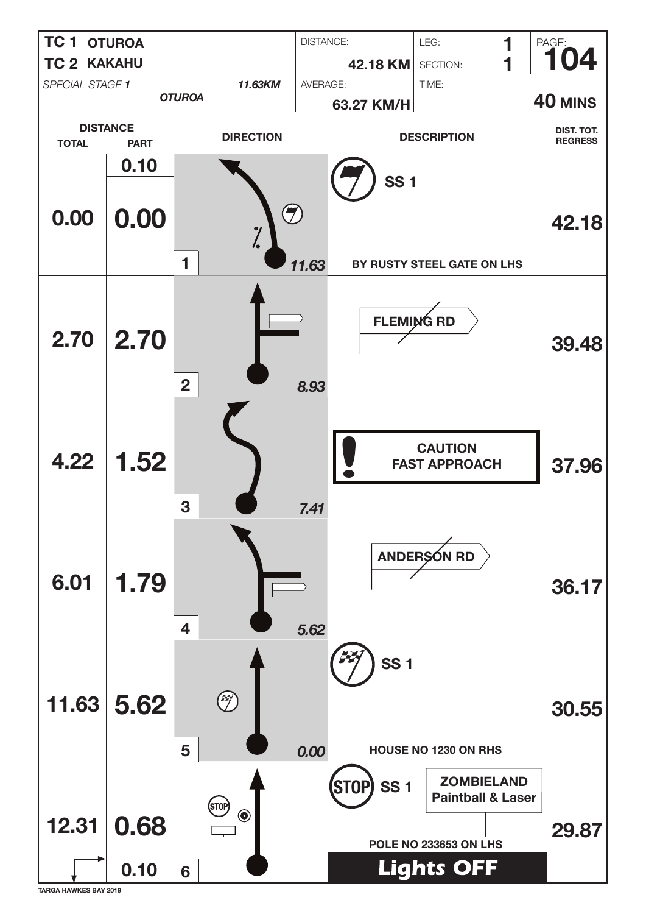| TC 1 OTUROA | | DISTANCE: | LEG: 1 | PAGE: |
|---|---|---|---|---|
| TC 2 KAKAHU | | 42.18 KM | SECTION: 1 | 104 |
| *SPECIAL STAGE* ***1*** ***OTUROA*** | ***11.63KM*** | AVERAGE: 63.27 KM/H | TIME: | **40 MINS** |

| DISTANCE TOTAL | DISTANCE PART | DIRECTION | DESCRIPTION | DIST. TOT. REGRESS |
|---|---|---|---|---|
| 0.00 | 0.10 / 0.00 | 1 — *11.63* | SS 1 — BY RUSTY STEEL GATE ON LHS | 42.18 |
| 2.70 | 2.70 | 2 — *8.93* | FLEMING RD | 39.48 |
| 4.22 | 1.52 | 3 — *7.41* | CAUTION FAST APPROACH | 37.96 |
| 6.01 | 1.79 | 4 — *5.62* | ANDERSON RD | 36.17 |
| 11.63 | 5.62 | 5 — *0.00* | SS 1 — HOUSE NO 1230 ON RHS | 30.55 |
| 12.31 | 0.68 / 0.10 | 6 | STOP SS 1 — ZOMBIELAND Paintball & Laser — POLE NO 233653 ON LHS — **Lights OFF** | 29.87 |

TARGA HAWKES BAY 2019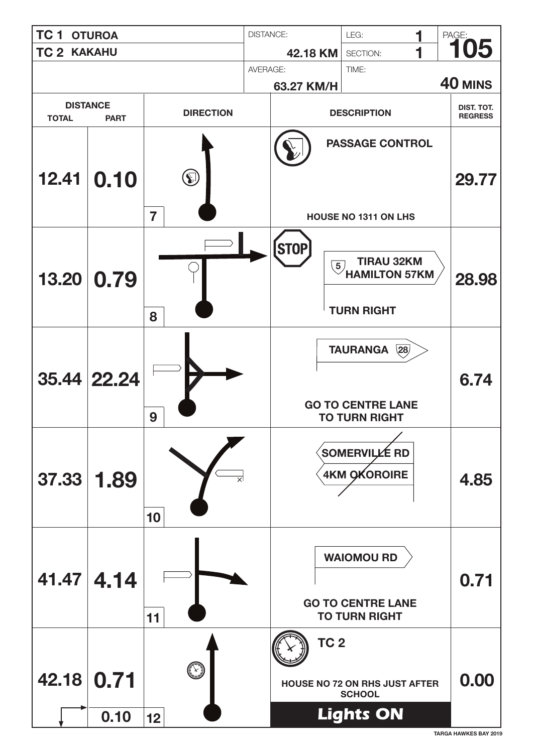| TC 1 OTUROA | DISTANCE: | LEG: 1 | PAGE: |
|---|---|---|---|
| TC 2 KAKAHU | 42.18 KM | SECTION: 1 | 105 |
| | AVERAGE: 63.27 KM/H | TIME: | 40 MINS |

| DISTANCE TOTAL | DISTANCE PART | DIRECTION | DESCRIPTION | DIST. TOT. REGRESS |
|---|---|---|---|---|
| 12.41 | 0.10 | 7 | PASSAGE CONTROL<br>HOUSE NO 1311 ON LHS | 29.77 |
| 13.20 | 0.79 | 8 | STOP<br>5 TIRAU 32KM<br>HAMILTON 57KM<br>TURN RIGHT | 28.98 |
| 35.44 | 22.24 | 9 | TAURANGA 28<br>GO TO CENTRE LANE TO TURN RIGHT | 6.74 |
| 37.33 | 1.89 | 10 | SOMERVILLE RD<br>4KM OKOROIRE | 4.85 |
| 41.47 | 4.14 | 11 | WAIOMOU RD<br>GO TO CENTRE LANE TO TURN RIGHT | 0.71 |
| 42.18 | 0.71 | | TC 2<br>HOUSE NO 72 ON RHS JUST AFTER SCHOOL | 0.00 |
| | 0.10 | 12 | **Lights ON** | |

TARGA HAWKES BAY 2019